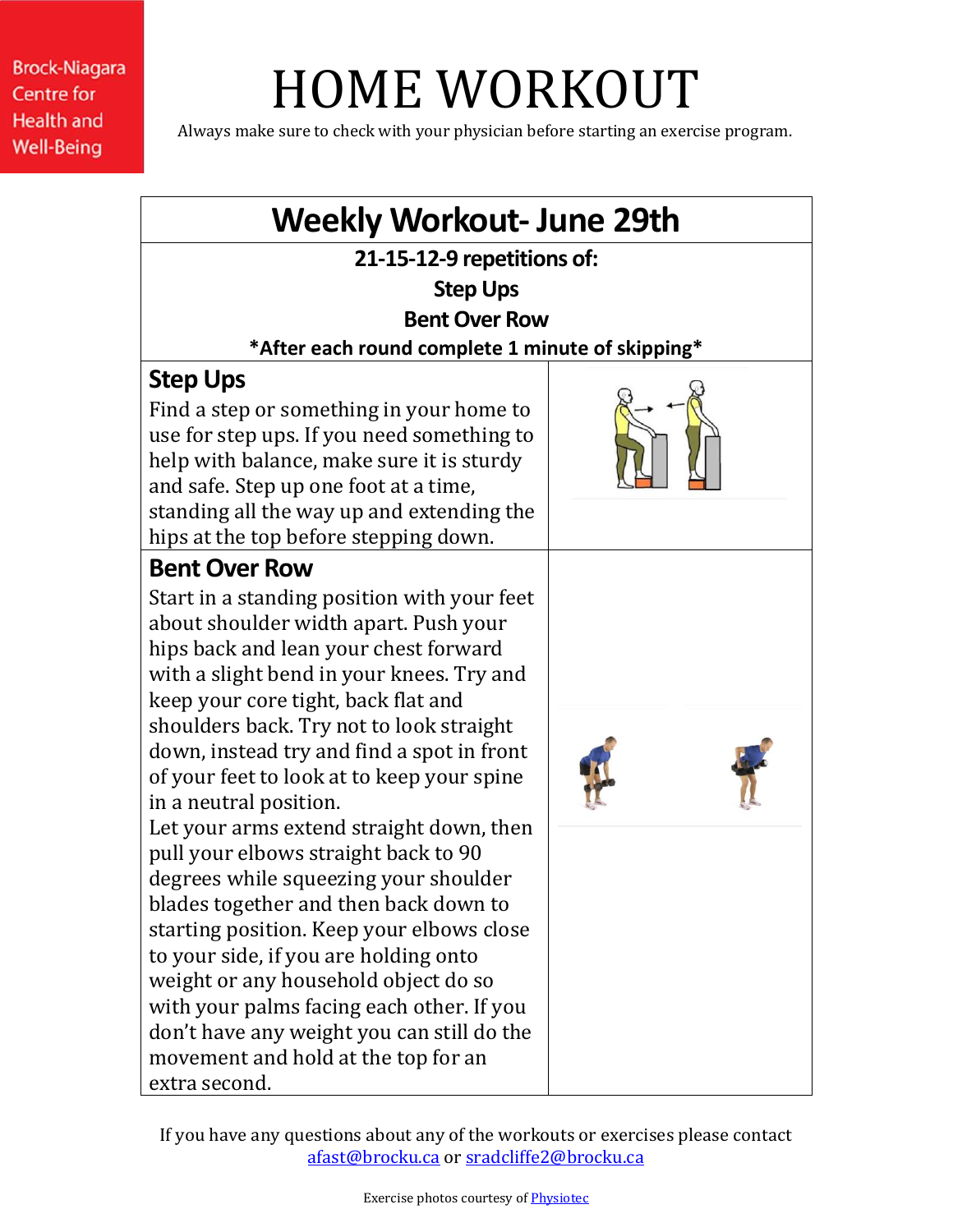Brock-Niagara Centre for Health and Well-Being

# HOME WORKOUT

Always make sure to check with your physician before starting an exercise program.

## Weekly Workout- June 29th

**21-15-12-9 repetitions of:**

**Step Ups**

**Bent Over Row**

***After each round complete 1 minute of skipping***

### Step Ups

Find a step or something in your home to use for step ups. If you need something to help with balance, make sure it is sturdy and safe. Step up one foot at a time, standing all the way up and extending the hips at the top before stepping down.

### Bent Over Row

Start in a standing position with your feet about shoulder width apart. Push your hips back and lean your chest forward with a slight bend in your knees. Try and keep your core tight, back flat and shoulders back. Try not to look straight down, instead try and find a spot in front of your feet to look at to keep your spine in a neutral position.

Let your arms extend straight down, then pull your elbows straight back to 90 degrees while squeezing your shoulder blades together and then back down to starting position. Keep your elbows close to your side, if you are holding onto weight or any household object do so with your palms facing each other. If you don't have any weight you can still do the movement and hold at the top for an extra second.

If you have any questions about any of the workouts or exercises please contact afast@brocku.ca or sradcliffe2@brocku.ca

Exercise photos courtesy of Physiotec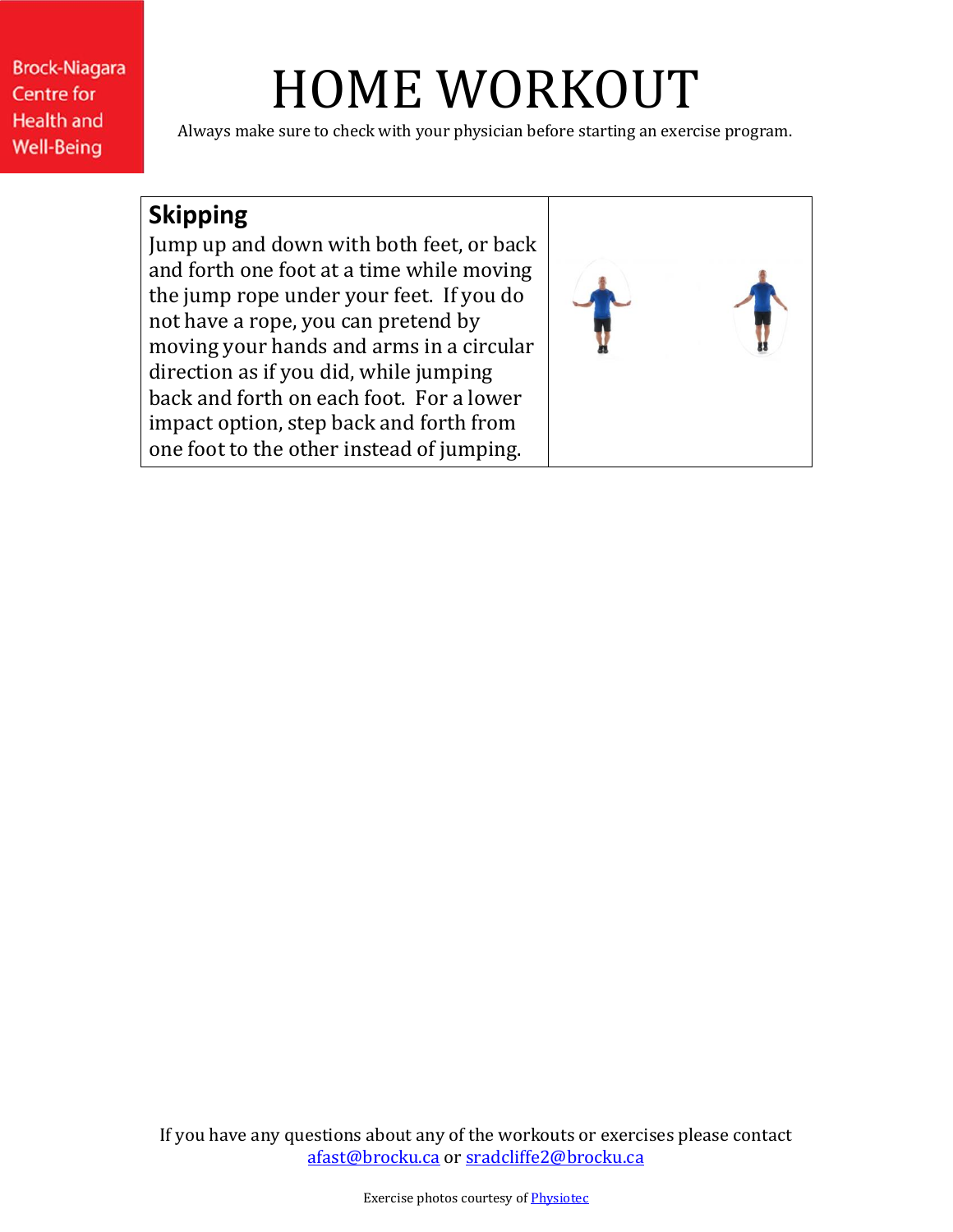Brock-Niagara Centre for Health and Well-Being

# HOME WORKOUT

Always make sure to check with your physician before starting an exercise program.

| **Skipping** Jump up and down with both feet, or back and forth one foot at a time while moving the jump rope under your feet. If you do not have a rope, you can pretend by moving your hands and arms in a circular direction as if you did, while jumping back and forth on each foot. For a lower impact option, step back and forth from one foot to the other instead of jumping. | |
|---|---|

If you have any questions about any of the workouts or exercises please contact afast@brocku.ca or sradcliffe2@brocku.ca

Exercise photos courtesy of Physiotec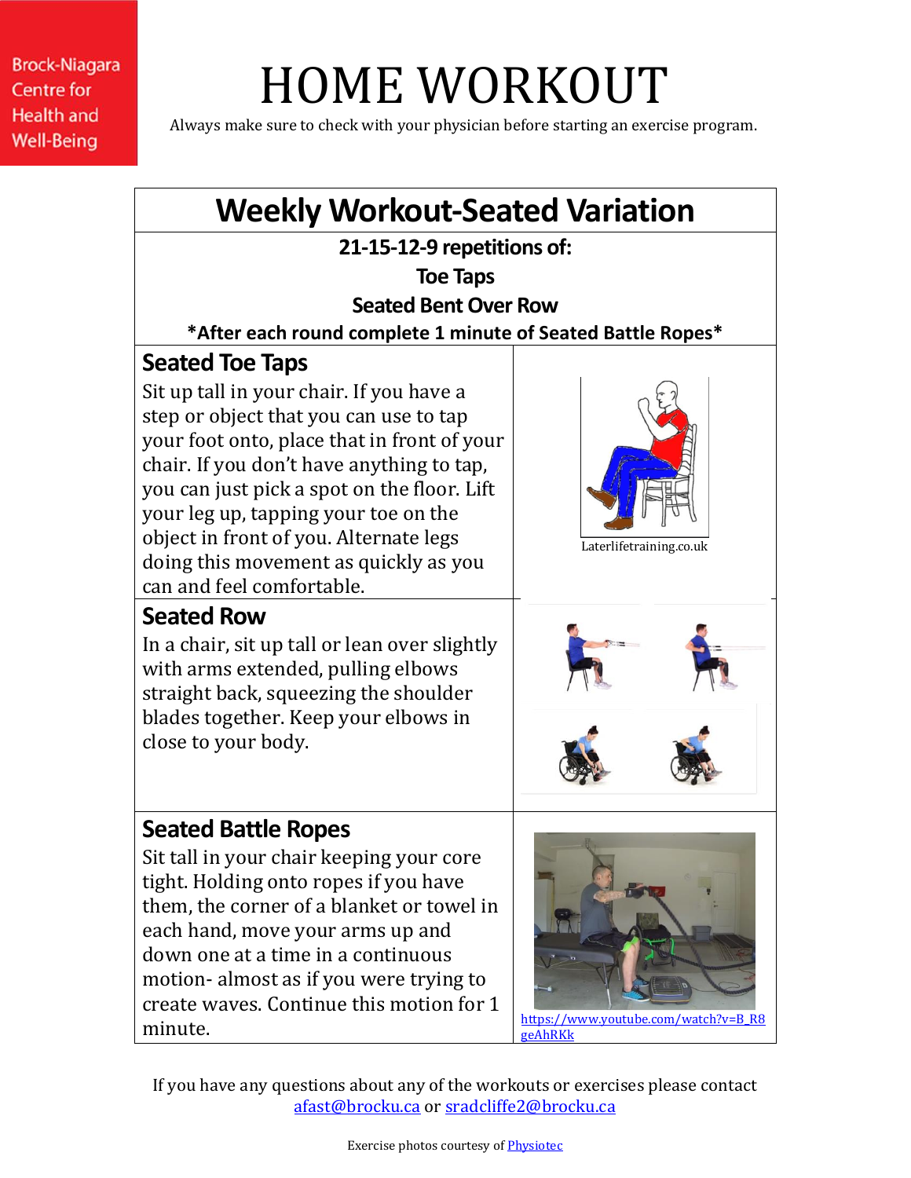Brock-Niagara Centre for Health and Well-Being

# HOME WORKOUT

Always make sure to check with your physician before starting an exercise program.

## Weekly Workout-Seated Variation

**21-15-12-9 repetitions of:**

**Toe Taps**

**Seated Bent Over Row**

***After each round complete 1 minute of Seated Battle Ropes***

### Seated Toe Taps

Sit up tall in your chair. If you have a step or object that you can use to tap your foot onto, place that in front of your chair. If you don't have anything to tap, you can just pick a spot on the floor. Lift your leg up, tapping your toe on the object in front of you. Alternate legs doing this movement as quickly as you can and feel comfortable.

Laterlifetraining.co.uk

### Seated Row

In a chair, sit up tall or lean over slightly with arms extended, pulling elbows straight back, squeezing the shoulder blades together. Keep your elbows in close to your body.

### Seated Battle Ropes

Sit tall in your chair keeping your core tight. Holding onto ropes if you have them, the corner of a blanket or towel in each hand, move your arms up and down one at a time in a continuous motion- almost as if you were trying to create waves. Continue this motion for 1 minute.

https://www.youtube.com/watch?v=B_R8geAhRKk

If you have any questions about any of the workouts or exercises please contact afast@brocku.ca or sradcliffe2@brocku.ca

Exercise photos courtesy of Physiotec